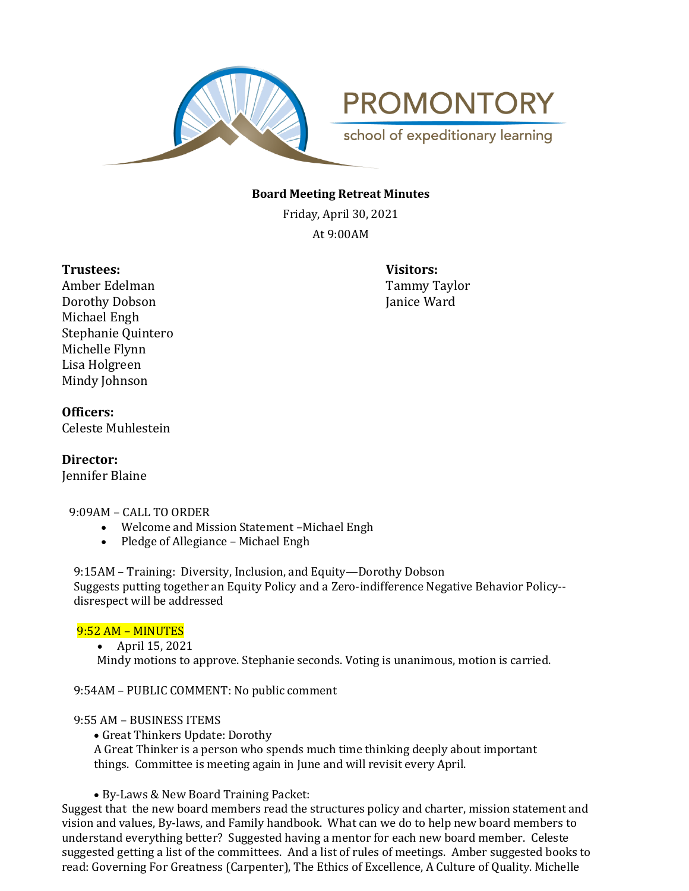PROMONTORY

school of expeditionary learning

**Board Meeting Retreat Minutes**

Friday, April 30, 2021

At 9:00AM

**Trustees:**
Amber Edelman
Dorothy Dobson
Michael Engh
Stephanie Quintero
Michelle Flynn
Lisa Holgreen
Mindy Johnson

**Visitors:**
Tammy Taylor
Janice Ward

**Officers:**
Celeste Muhlestein

**Director:**
Jennifer Blaine

9:09AM – CALL TO ORDER

- Welcome and Mission Statement –Michael Engh
- Pledge of Allegiance – Michael Engh

9:15AM – Training: Diversity, Inclusion, and Equity—Dorothy Dobson
Suggests putting together an Equity Policy and a Zero-indifference Negative Behavior Policy--disrespect will be addressed

9:52 AM – MINUTES

- April 15, 2021

Mindy motions to approve. Stephanie seconds. Voting is unanimous, motion is carried.

9:54AM – PUBLIC COMMENT: No public comment

9:55 AM – BUSINESS ITEMS

- Great Thinkers Update: Dorothy

A Great Thinker is a person who spends much time thinking deeply about important things. Committee is meeting again in June and will revisit every April.

- By-Laws & New Board Training Packet:

Suggest that the new board members read the structures policy and charter, mission statement and vision and values, By-laws, and Family handbook. What can we do to help new board members to understand everything better? Suggested having a mentor for each new board member. Celeste suggested getting a list of the committees. And a list of rules of meetings. Amber suggested books to read: Governing For Greatness (Carpenter), The Ethics of Excellence, A Culture of Quality. Michelle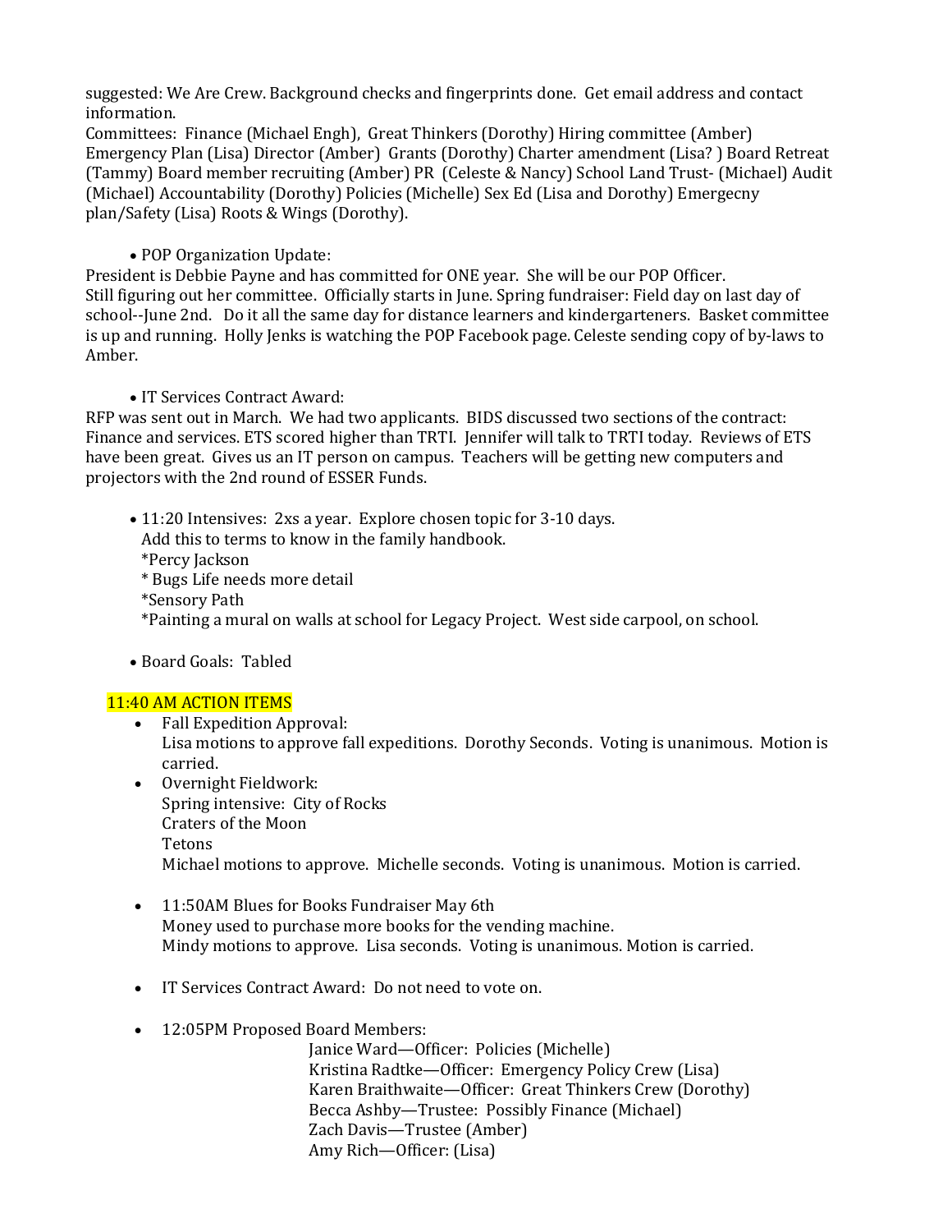suggested: We Are Crew. Background checks and fingerprints done. Get email address and contact information.
Committees: Finance (Michael Engh), Great Thinkers (Dorothy) Hiring committee (Amber) Emergency Plan (Lisa) Director (Amber) Grants (Dorothy) Charter amendment (Lisa? ) Board Retreat (Tammy) Board member recruiting (Amber) PR (Celeste & Nancy) School Land Trust- (Michael) Audit (Michael) Accountability (Dorothy) Policies (Michelle) Sex Ed (Lisa and Dorothy) Emergecny plan/Safety (Lisa) Roots & Wings (Dorothy).

- POP Organization Update:

President is Debbie Payne and has committed for ONE year. She will be our POP Officer. Still figuring out her committee. Officially starts in June. Spring fundraiser: Field day on last day of school--June 2nd. Do it all the same day for distance learners and kindergarteners. Basket committee is up and running. Holly Jenks is watching the POP Facebook page. Celeste sending copy of by-laws to Amber.

- IT Services Contract Award:

RFP is sent out in March. We had two applicants. BIDS discussed two sections of the contract: Finance and services. ETS scored higher than TRTI. Jennifer will talk to TRTI today. Reviews of ETS have been great. Gives us an IT person on campus. Teachers will be getting new computers and projectors with the 2nd round of ESSER Funds.

- 11:20 Intensives: 2xs a year. Explore chosen topic for 3-10 days.
  Add this to terms to know in the family handbook.
  *Percy Jackson
  * Bugs Life needs more detail
  *Sensory Path
  *Painting a mural on walls at school for Legacy Project. West side carpool, on school.

- Board Goals: Tabled

11:40 AM ACTION ITEMS

- Fall Expedition Approval:
  Lisa motions to approve fall expeditions. Dorothy Seconds. Voting is unanimous. Motion is carried.
- Overnight Fieldwork:
  Spring intensive: City of Rocks
  Craters of the Moon
  Tetons
  Michael motions to approve. Michelle seconds. Voting is unanimous. Motion is carried.

- 11:50AM Blues for Books Fundraiser May 6th
  Money used to purchase more books for the vending machine.
  Mindy motions to approve. Lisa seconds. Voting is unanimous. Motion is carried.

- IT Services Contract Award: Do not need to vote on.

- 12:05PM Proposed Board Members:
  Janice Ward—Officer: Policies (Michelle)
  Kristina Radtke—Officer: Emergency Policy Crew (Lisa)
  Karen Braithwaite—Officer: Great Thinkers Crew (Dorothy)
  Becca Ashby—Trustee: Possibly Finance (Michael)
  Zach Davis—Trustee (Amber)
  Amy Rich—Officer: (Lisa)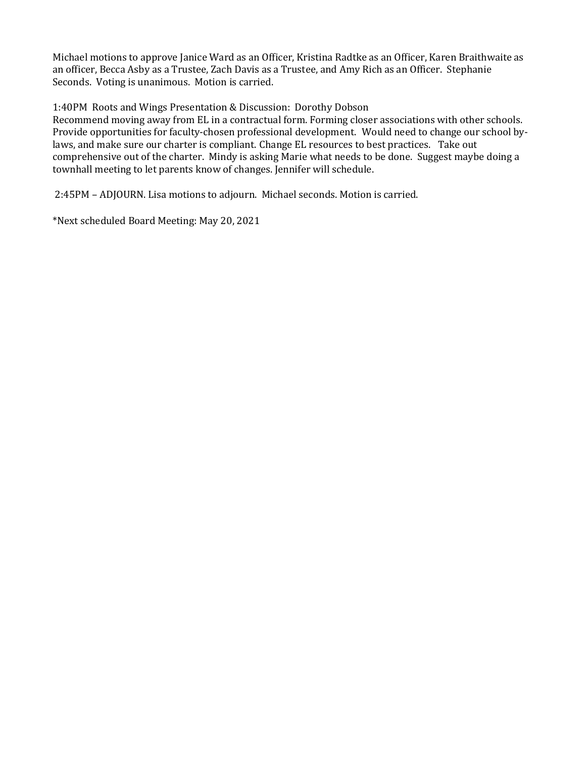Michael motions to approve Janice Ward as an Officer, Kristina Radtke as an Officer, Karen Braithwaite as an officer, Becca Asby as a Trustee, Zach Davis as a Trustee, and Amy Rich as an Officer. Stephanie Seconds. Voting is unanimous. Motion is carried.

1:40PM Roots and Wings Presentation & Discussion: Dorothy Dobson
Recommend moving away from EL in a contractual form. Forming closer associations with other schools. Provide opportunities for faculty-chosen professional development. Would need to change our school by-laws, and make sure our charter is compliant. Change EL resources to best practices. Take out comprehensive out of the charter. Mindy is asking Marie what needs to be done. Suggest maybe doing a townhall meeting to let parents know of changes. Jennifer will schedule.

2:45PM – ADJOURN. Lisa motions to adjourn. Michael seconds. Motion is carried.

*Next scheduled Board Meeting: May 20, 2021